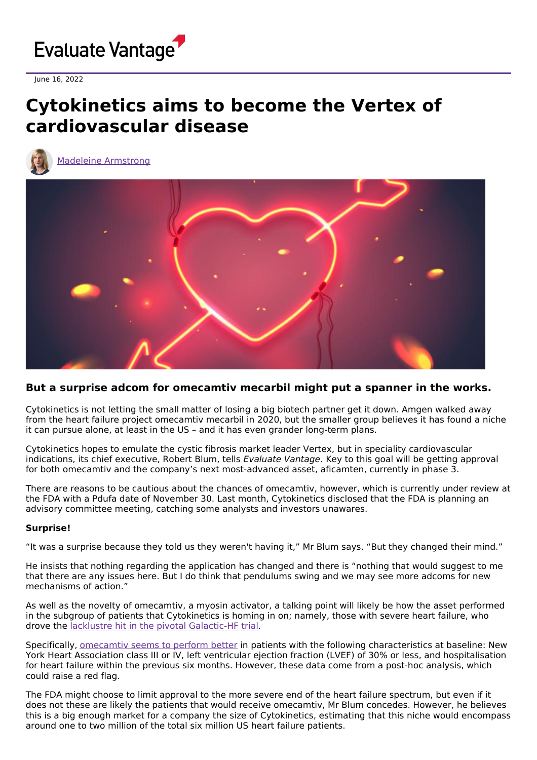Evaluate Vantage

June 16, 2022

# Cytokinetics aims to become the Vertex of cardiovascular disease

Madeleine Armstrong

### But a surprise adcom for omecamtiv mecarbil might put a spanner in the works.

Cytokinetics is not letting the small matter of losing a big biotech partner get it down. Amgen walked away from the heart failure project omecamtiv mecarbil in 2020, but the smaller group believes it has found a niche it can pursue alone, at least in the US – and it has even grander long-term plans.

Cytokinetics hopes to emulate the cystic fibrosis market leader Vertex, but in speciality cardiovascular indications, its chief executive, Robert Blum, tells *Evaluate Vantage*. Key to this goal will be getting approval for both omecamtiv and the company's next most-advanced asset, aficamten, currently in phase 3.

There are reasons to be cautious about the chances of omecamtiv, however, which is currently under review at the FDA with a Pdufa date of November 30. Last month, Cytokinetics disclosed that the FDA is planning an advisory committee meeting, catching some analysts and investors unawares.

**Surprise!**

"It was a surprise because they told us they weren't having it," Mr Blum says. "But they changed their mind."

He insists that nothing regarding the application has changed and there is "nothing that would suggest to me that there are any issues here. But I do think that pendulums swing and we may see more adcoms for new mechanisms of action."

As well as the novelty of omecamtiv, a myosin activator, a talking point will likely be how the asset performed in the subgroup of patients that Cytokinetics is homing in on; namely, those with severe heart failure, who drove the lacklustre hit in the pivotal Galactic-HF trial.

Specifically, omecamtiv seems to perform better in patients with the following characteristics at baseline: New York Heart Association class III or IV, left ventricular ejection fraction (LVEF) of 30% or less, and hospitalisation for heart failure within the previous six months. However, these data come from a post-hoc analysis, which could raise a red flag.

The FDA might choose to limit approval to the more severe end of the heart failure spectrum, but even if it does not these are likely the patients that would receive omecamtiv, Mr Blum concedes. However, he believes this is a big enough market for a company the size of Cytokinetics, estimating that this niche would encompass around one to two million of the total six million US heart failure patients.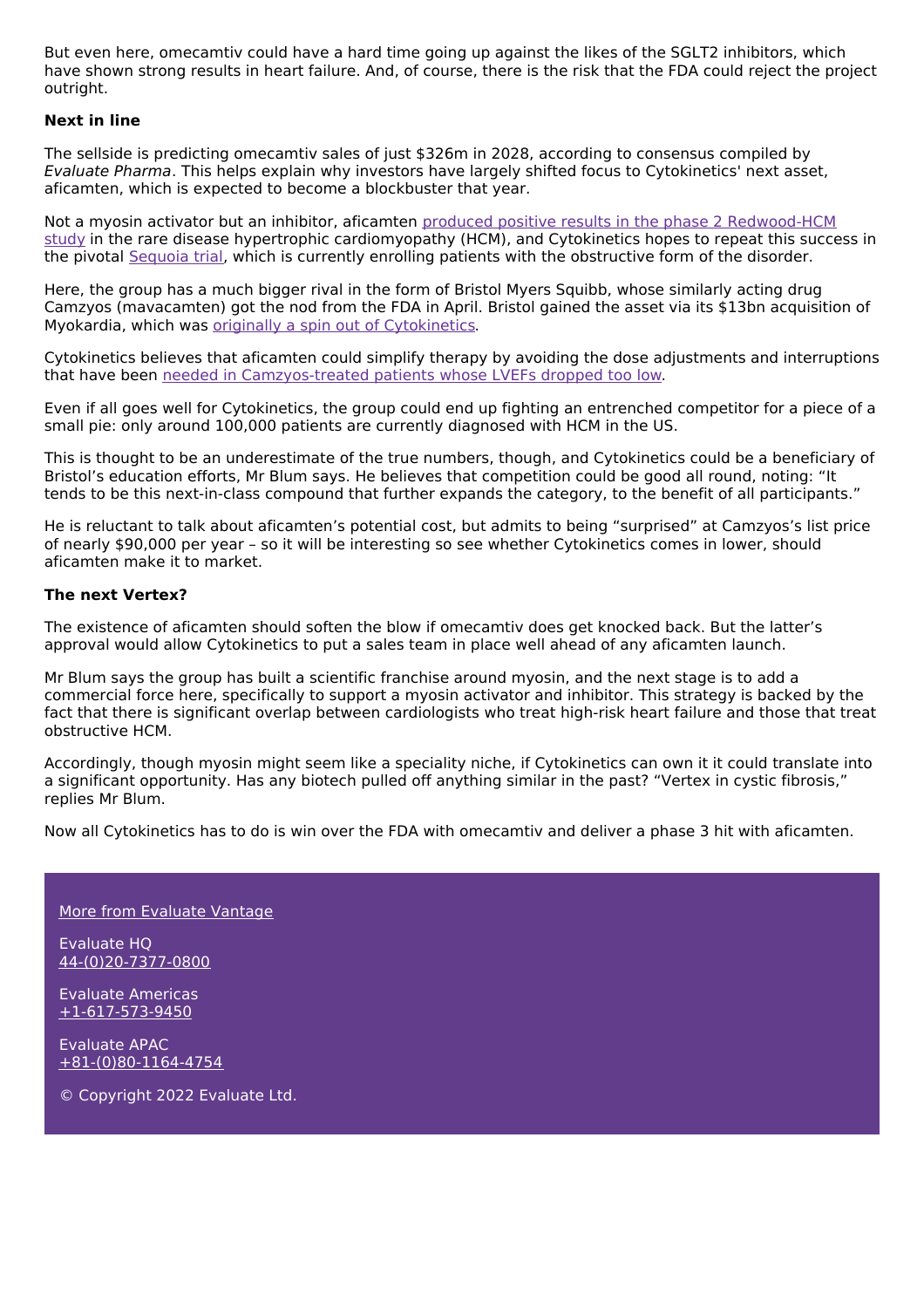But even here, omecamtiv could have a hard time going up against the likes of the SGLT2 inhibitors, which have shown strong results in heart failure. And, of course, there is the risk that the FDA could reject the project outright.

**Next in line**

The sellside is predicting omecamtiv sales of just $326m in 2028, according to consensus compiled by *Evaluate Pharma*. This helps explain why investors have largely shifted focus to Cytokinetics' next asset, aficamten, which is expected to become a blockbuster that year.

Not a myosin activator but an inhibitor, aficamten [produced positive results in the phase 2 Redwood-HCM study] in the rare disease hypertrophic cardiomyopathy (HCM), and Cytokinetics hopes to repeat this success in the pivotal [Sequoia trial], which is currently enrolling patients with the obstructive form of the disorder.

Here, the group has a much bigger rival in the form of Bristol Myers Squibb, whose similarly acting drug Camzyos (mavacamten) got the nod from the FDA in April. Bristol gained the asset via its $13bn acquisition of Myokardia, which was [originally a spin out of Cytokinetics].

Cytokinetics believes that aficamten could simplify therapy by avoiding the dose adjustments and interruptions that have been [needed in Camzyos-treated patients whose LVEFs dropped too low].

Even if all goes well for Cytokinetics, the group could end up fighting an entrenched competitor for a piece of a small pie: only around 100,000 patients are currently diagnosed with HCM in the US.

This is thought to be an underestimate of the true numbers, though, and Cytokinetics could be a beneficiary of Bristol's education efforts, Mr Blum says. He believes that competition could be good all round, noting: "It tends to be this next-in-class compound that further expands the category, to the benefit of all participants."

He is reluctant to talk about aficamten's potential cost, but admits to being "surprised" at Camzyos's list price of nearly $90,000 per year – so it will be interesting so see whether Cytokinetics comes in lower, should aficamten make it to market.

**The next Vertex?**

The existence of aficamten should soften the blow if omecamtiv does get knocked back. But the latter's approval would allow Cytokinetics to put a sales team in place well ahead of any aficamten launch.

Mr Blum says the group has built a scientific franchise around myosin, and the next stage is to add a commercial force here, specifically to support a myosin activator and inhibitor. This strategy is backed by the fact that there is significant overlap between cardiologists who treat high-risk heart failure and those that treat obstructive HCM.

Accordingly, though myosin might seem like a speciality niche, if Cytokinetics can own it it could translate into a significant opportunity. Has any biotech pulled off anything similar in the past? "Vertex in cystic fibrosis," replies Mr Blum.

Now all Cytokinetics has to do is win over the FDA with omecamtiv and deliver a phase 3 hit with aficamten.

[More from Evaluate Vantage]

Evaluate HQ
44-(0)20-7377-0800

Evaluate Americas
+1-617-573-9450

Evaluate APAC
+81-(0)80-1164-4754

© Copyright 2022 Evaluate Ltd.